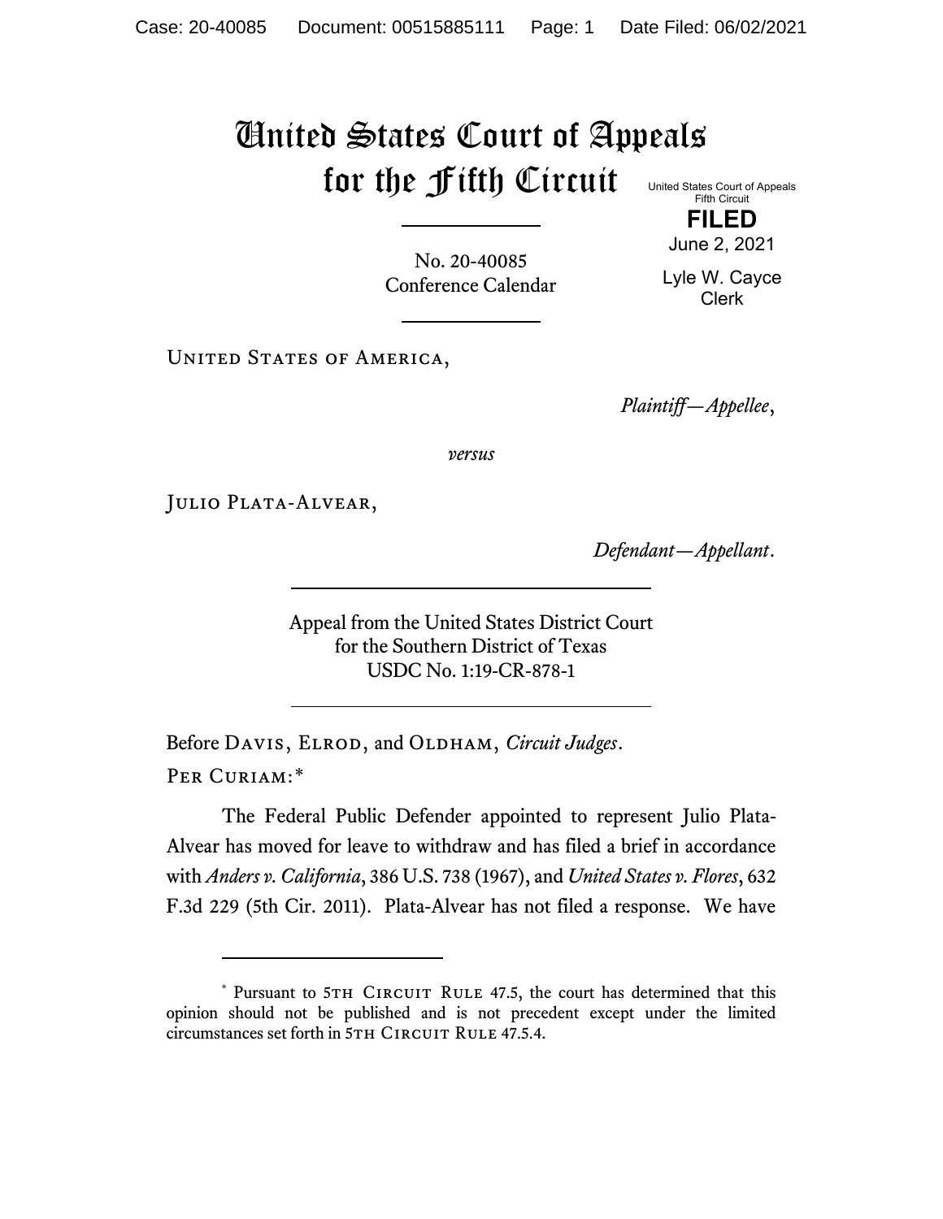# United States Court of Appeals for the Fifth Circuit

United States Court of Appeals
Fifth Circuit

**FILED**

June 2, 2021

Lyle W. Cayce
Clerk

---

No. 20-40085
Conference Calendar

---

United States of America,

*Plaintiff—Appellee*,

*versus*

Julio Plata-Alvear,

*Defendant—Appellant*.

---

Appeal from the United States District Court
for the Southern District of Texas
USDC No. 1:19-CR-878-1

---

Before Davis, Elrod, and Oldham, *Circuit Judges*.

Per Curiam:*

The Federal Public Defender appointed to represent Julio Plata-Alvear has moved for leave to withdraw and has filed a brief in accordance with *Anders v. California*, 386 U.S. 738 (1967), and *United States v. Flores*, 632 F.3d 229 (5th Cir. 2011). Plata-Alvear has not filed a response. We have

---

* Pursuant to 5th Circuit Rule 47.5, the court has determined that this opinion should not be published and is not precedent except under the limited circumstances set forth in 5th Circuit Rule 47.5.4.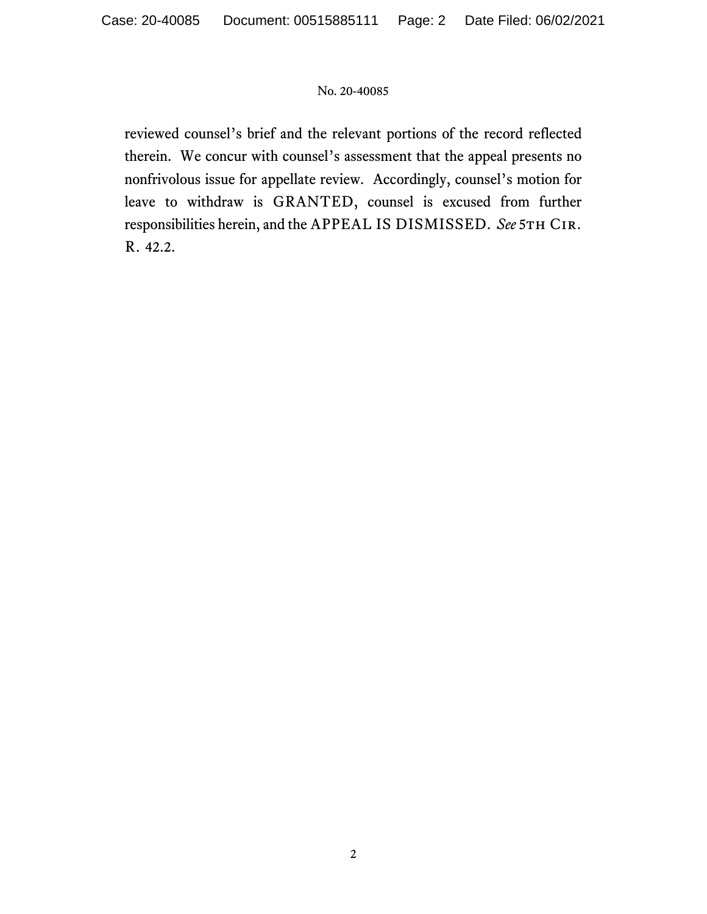reviewed counsel's brief and the relevant portions of the record reflected therein. We concur with counsel's assessment that the appeal presents no nonfrivolous issue for appellate review. Accordingly, counsel's motion for leave to withdraw is GRANTED, counsel is excused from further responsibilities herein, and the APPEAL IS DISMISSED. *See* 5TH CIR. R. 42.2.